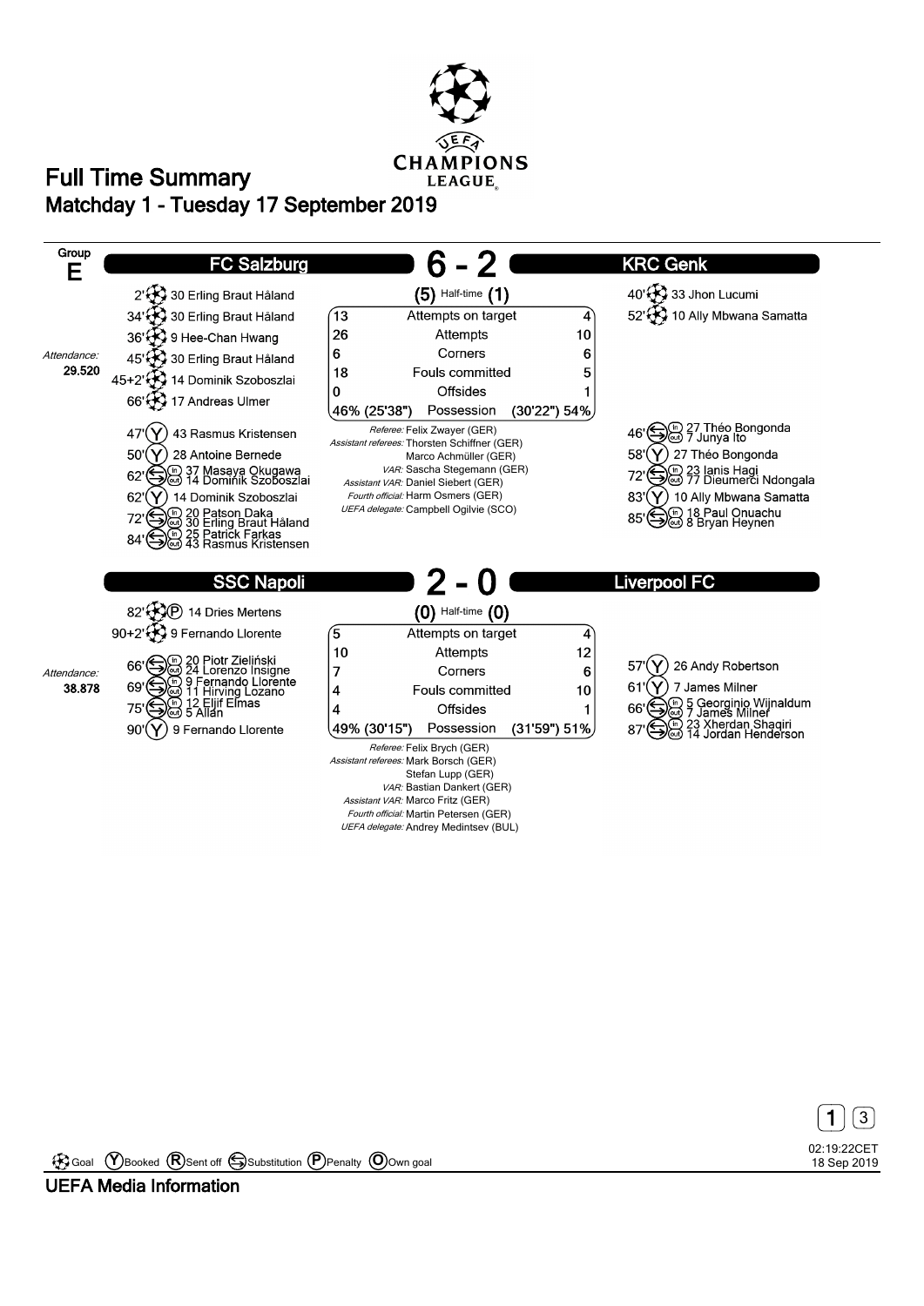# Full Time Summary

## Matchday 1 - Tuesday 17 September 2019

**Group E**

## FC Salzburg 6 - 2 KRC Genk

(5) Half-time (1)

*Attendance:* **29.520**

**FC Salzburg**

- 2' Goal 30 Erling Braut Håland
- 34' Goal 30 Erling Braut Håland
- 36' Goal 9 Hee-Chan Hwang
- 45' Goal 30 Erling Braut Håland
- 45+2' Goal 14 Dominik Szoboszlai
- 66' Goal 17 Andreas Ulmer
- 47' Booked 43 Rasmus Kristensen
- 50' Booked 28 Antoine Bernede
- 62' Substitution (in) 37 Masaya Okugawa (out) 14 Dominik Szoboszlai
- 62' Booked 14 Dominik Szoboszlai
- 72' Substitution (in) 20 Patson Daka (out) 30 Erling Braut Håland
- 84' Substitution (in) 25 Patrick Farkas (out) 43 Rasmus Kristensen

**KRC Genk**

- 40' Goal 33 Jhon Lucumi
- 52' Goal 10 Ally Mbwana Samatta
- 46' Substitution (in) 27 Théo Bongonda (out) 7 Junya Ito
- 58' Booked 27 Théo Bongonda
- 72' Substitution (in) 23 Ianis Hagi (out) 77 Dieumerci Ndongala
- 83' Booked 10 Ally Mbwana Samatta
- 85' Substitution (in) 18 Paul Onuachu (out) 8 Bryan Heynen

| FC Salzburg | | KRC Genk |
|---|---|---|
| 13 | Attempts on target | 4 |
| 26 | Attempts | 10 |
| 6 | Corners | 6 |
| 18 | Fouls committed | 5 |
| 0 | Offsides | 1 |
| 46% (25'38") | Possession | (30'22") 54% |

*Referee:* Felix Zwayer (GER)
*Assistant referees:* Thorsten Schiffner (GER), Marco Achmüller (GER)
*VAR:* Sascha Stegemann (GER)
*Assistant VAR:* Daniel Siebert (GER)
*Fourth official:* Harm Osmers (GER)
*UEFA delegate:* Campbell Ogilvie (SCO)

## SSC Napoli 2 - 0 Liverpool FC

(0) Half-time (0)

*Attendance:* **38.878**

**SSC Napoli**

- 82' Goal (Penalty) 14 Dries Mertens
- 90+2' Goal 9 Fernando Llorente
- 66' Substitution (in) 20 Piotr Zieliński (out) 24 Lorenzo Insigne
- 69' Substitution (in) 9 Fernando Llorente (out) 11 Hirving Lozano
- 75' Substitution (in) 12 Elijf Elmas (out) 5 Allan
- 90' Booked 9 Fernando Llorente

**Liverpool FC**

- 57' Booked 26 Andy Robertson
- 61' Booked 7 James Milner
- 66' Substitution (in) 5 Georginio Wijnaldum (out) 7 James Milner
- 87' Substitution (in) 23 Xherdan Shaqiri (out) 14 Jordan Henderson

| SSC Napoli | | Liverpool FC |
|---|---|---|
| 5 | Attempts on target | 4 |
| 10 | Attempts | 12 |
| 7 | Corners | 6 |
| 4 | Fouls committed | 10 |
| 4 | Offsides | 1 |
| 49% (30'15") | Possession | (31'59") 51% |

*Referee:* Felix Brych (GER)
*Assistant referees:* Mark Borsch (GER), Stefan Lupp (GER)
*VAR:* Bastian Dankert (GER)
*Assistant VAR:* Marco Fritz (GER)
*Fourth official:* Martin Petersen (GER)
*UEFA delegate:* Andrey Medintsev (BUL)

Goal | (Y) Booked | (R) Sent off | Substitution | (P) Penalty | (O) Own goal

02:19:22CET 18 Sep 2019

**UEFA Media Information**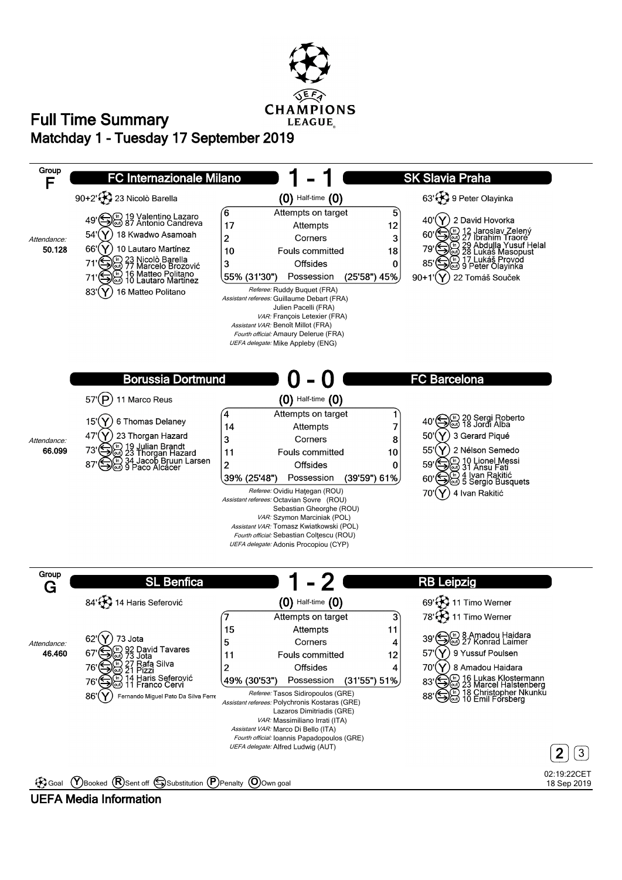# Full Time Summary

## Matchday 1 - Tuesday 17 September 2019

### Group F

## FC Internazionale Milano 1 - 1 SK Slavia Praha

(0) Half-time (0)

Attendance: 50.128

**FC Internazionale Milano**

- 90+2' Goal: 23 Nicolò Barella
- 49' Substitution: (in) 19 Valentino Lazaro, (out) 87 Antonio Candreva
- 54' Booked: 18 Kwadwo Asamoah
- 66' Booked: 10 Lautaro Martínez
- 71' Substitution: (in) 23 Nicolò Barella, (out) 77 Marcelo Brozović
- 71' Substitution: (in) 16 Matteo Politano, (out) 10 Lautaro Martínez
- 83' Booked: 16 Matteo Politano

**SK Slavia Praha**

- 63' Goal: 9 Peter Olayinka
- 40' Booked: 2 David Hovorka
- 60' Substitution: (in) 12 Jaroslav Zelený, (out) 27 Ibrahim Traoré
- 79' Substitution: (in) 29 Abdulla Yusuf Helal, (out) 28 Lukáš Masopust
- 85' Substitution: (in) 17 Lukáš Provod, (out) 9 Peter Olayinka
- 90+1' Booked: 22 Tomáš Souček

| FC Internazionale Milano | | SK Slavia Praha |
|---|---|---|
| 6 | Attempts on target | 5 |
| 17 | Attempts | 12 |
| 2 | Corners | 3 |
| 10 | Fouls committed | 18 |
| 3 | Offsides | 0 |
| 55% (31'30") | Possession | (25'58") 45% |

*Referee:* Ruddy Buquet (FRA)
*Assistant referees:* Guillaume Debart (FRA), Julien Pacelli (FRA)
*VAR:* François Letexier (FRA)
*Assistant VAR:* Benoît Millot (FRA)
*Fourth official:* Amaury Delerue (FRA)
*UEFA delegate:* Mike Appleby (ENG)

## Borussia Dortmund 0 - 0 FC Barcelona

(0) Half-time (0)

Attendance: 66.099

**Borussia Dortmund**

- 57' Penalty: 11 Marco Reus
- 15' Booked: 6 Thomas Delaney
- 47' Booked: 23 Thorgan Hazard
- 73' Substitution: (in) 19 Julian Brandt, (out) 23 Thorgan Hazard
- 87' Substitution: (in) 34 Jacob Bruun Larsen, (out) 9 Paco Alcácer

**FC Barcelona**

- 40' Substitution: (in) 20 Sergi Roberto, (out) 18 Jordi Alba
- 50' Booked: 3 Gerard Piqué
- 55' Booked: 2 Nélson Semedo
- 59' Substitution: (in) 10 Lionel Messi, (out) 31 Ansu Fati
- 60' Substitution: (in) 4 Ivan Rakitić, (out) 5 Sergio Busquets
- 70' Booked: 4 Ivan Rakitić

| Borussia Dortmund | | FC Barcelona |
|---|---|---|
| 4 | Attempts on target | 1 |
| 14 | Attempts | 7 |
| 3 | Corners | 8 |
| 11 | Fouls committed | 10 |
| 2 | Offsides | 0 |
| 39% (25'48") | Possession | (39'59") 61% |

*Referee:* Ovidiu Hațegan (ROU)
*Assistant referees:* Octavian Șovre (ROU), Sebastian Gheorghe (ROU)
*VAR:* Szymon Marciniak (POL)
*Assistant VAR:* Tomasz Kwiatkowski (POL)
*Fourth official:* Sebastian Colțescu (ROU)
*UEFA delegate:* Adonis Procopiou (CYP)

### Group G

## SL Benfica 1 - 2 RB Leipzig

(0) Half-time (0)

Attendance: 46.460

**SL Benfica**

- 84' Goal: 14 Haris Seferović
- 62' Booked: 73 Jota
- 67' Substitution: (in) 92 David Tavares, (out) 73 Jota
- 76' Substitution: (in) 27 Rafa Silva, (out) 21 Pizzi
- 76' Substitution: (in) 14 Haris Seferović, (out) 11 Franco Cervi
- 86' Booked: Fernando Miguel Pato Da Silva Ferre

**RB Leipzig**

- 69' Goal: 11 Timo Werner
- 78' Goal: 11 Timo Werner
- 39' Substitution: (in) 8 Amadou Haidara, (out) 27 Konrad Laimer
- 57' Booked: 9 Yussuf Poulsen
- 70' Booked: 8 Amadou Haidara
- 83' Substitution: (in) 16 Lukas Klostermann, (out) 23 Marcel Halstenberg
- 88' Substitution: (in) 18 Christopher Nkunku, (out) 10 Emil Forsberg

| SL Benfica | | RB Leipzig |
|---|---|---|
| 7 | Attempts on target | 3 |
| 15 | Attempts | 11 |
| 5 | Corners | 4 |
| 11 | Fouls committed | 12 |
| 2 | Offsides | 4 |
| 49% (30'53") | Possession | (31'55") 51% |

*Referee:* Tasos Sidiropoulos (GRE)
*Assistant referees:* Polychronis Kostaras (GRE), Lazaros Dimitriadis (GRE)
*VAR:* Massimiliano Irrati (ITA)
*Assistant VAR:* Marco Di Bello (ITA)
*Fourth official:* Ioannis Papadopoulos (GRE)
*UEFA delegate:* Alfred Ludwig (AUT)

Legend: Goal, (Y) Booked, (R) Sent off, Substitution, (P) Penalty, (O) Own goal

02:19:22CET 18 Sep 2019

UEFA Media Information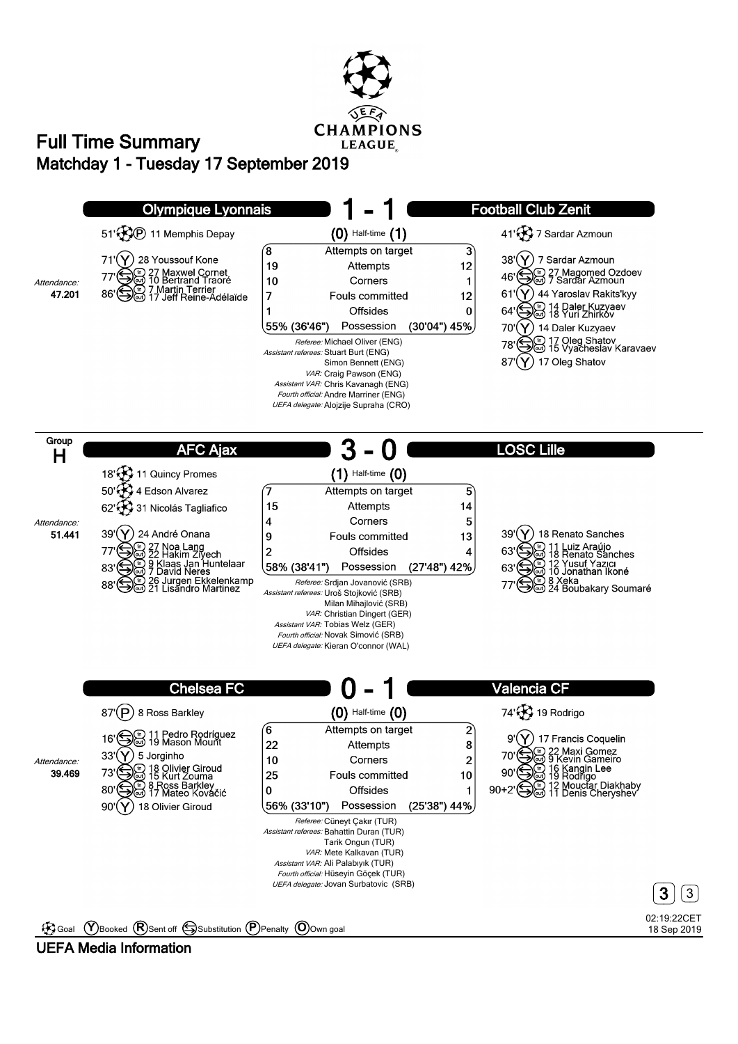# Full Time Summary

## Matchday 1 - Tuesday 17 September 2019

### Olympique Lyonnais 1 - 1 Football Club Zenit

(0) Half-time (1)

**Olympique Lyonnais**

- 51' Goal (P) 11 Memphis Depay
- 71' (Y) 28 Youssouf Kone
- 77' Substitution: in 27 Maxwel Cornet, out 10 Bertrand Traoré
- 86' Substitution: in 7 Martin Terrier, out 17 Jeff Reine-Adélaïde

Attendance: 47.201

**Football Club Zenit**

- 41' Goal 7 Sardar Azmoun
- 38' (Y) 7 Sardar Azmoun
- 46' Substitution: in 27 Magomed Ozdoev, out 7 Sardar Azmoun
- 61' (Y) 44 Yaroslav Rakits'kyy
- 64' Substitution: in 14 Daler Kuzyaev, out 18 Yuri Zhirkov
- 70' (Y) 14 Daler Kuzyaev
- 78' Substitution: in 17 Oleg Shatov, out 15 Vyacheslav Karavaev
- 87' (Y) 17 Oleg Shatov

| Olympique Lyonnais | | Football Club Zenit |
|---|---|---|
| 8 | Attempts on target | 3 |
| 19 | Attempts | 12 |
| 10 | Corners | 1 |
| 7 | Fouls committed | 12 |
| 1 | Offsides | 0 |
| 55% (36'46") | Possession | (30'04") 45% |

*Referee:* Michael Oliver (ENG)
*Assistant referees:* Stuart Burt (ENG), Simon Bennett (ENG)
*VAR:* Craig Pawson (ENG)
*Assistant VAR:* Chris Kavanagh (ENG)
*Fourth official:* Andre Marriner (ENG)
*UEFA delegate:* Alojzije Supraha (CRO)

---

## Group H

### AFC Ajax 3 - 0 LOSC Lille

(1) Half-time (0)

**AFC Ajax**

- 18' Goal 11 Quincy Promes
- 50' Goal 4 Edson Alvarez
- 62' Goal 31 Nicolás Tagliafico
- 39' (Y) 24 André Onana
- 77' Substitution: in 27 Noa Lang, out 22 Hakim Ziyech
- 83' Substitution: in 9 Klaas Jan Huntelaar, out 7 David Neres
- 88' Substitution: in 26 Jurgen Ekkelenkamp, out 21 Lisandro Martinez

Attendance: 51.441

**LOSC Lille**

- 39' (Y) 18 Renato Sanches
- 63' Substitution: in 11 Luiz Araújo, out 18 Renato Sanches
- 63' Substitution: in 12 Yusuf Yazıcı, out 10 Jonathan Ikoné
- 77' Substitution: in 8 Xeka, out 24 Boubakary Soumaré

| AFC Ajax | | LOSC Lille |
|---|---|---|
| 7 | Attempts on target | 5 |
| 15 | Attempts | 14 |
| 4 | Corners | 5 |
| 9 | Fouls committed | 13 |
| 2 | Offsides | 4 |
| 58% (38'41") | Possession | (27'48") 42% |

*Referee:* Srdjan Jovanović (SRB)
*Assistant referees:* Uroš Stojković (SRB), Milan Mihajlović (SRB)
*VAR:* Christian Dingert (GER)
*Assistant VAR:* Tobias Welz (GER)
*Fourth official:* Novak Simović (SRB)
*UEFA delegate:* Kieran O'connor (WAL)

---

### Chelsea FC 0 - 1 Valencia CF

(0) Half-time (0)

**Chelsea FC**

- 87' (P) 8 Ross Barkley
- 16' Substitution: in 11 Pedro Rodríguez, out 19 Mason Mount
- 33' (Y) 5 Jorginho
- 73' Substitution: in 18 Olivier Giroud, out 15 Kurt Zouma
- 80' Substitution: in 8 Ross Barkley, out 17 Mateo Kovačić
- 90' (Y) 18 Olivier Giroud

Attendance: 39.469

**Valencia CF**

- 74' Goal 19 Rodrigo
- 9' (Y) 17 Francis Coquelin
- 70' Substitution: in 22 Maxi Gomez, out 9 Kevin Gameiro
- 90' Substitution: in 16 Kangin Lee, out 19 Rodrigo
- 90+2' Substitution: in 12 Mouctar Diakhaby, out 11 Denis Cheryshev

| Chelsea FC | | Valencia CF |
|---|---|---|
| 6 | Attempts on target | 2 |
| 22 | Attempts | 8 |
| 10 | Corners | 2 |
| 25 | Fouls committed | 10 |
| 0 | Offsides | 1 |
| 56% (33'10") | Possession | (25'38") 44% |

*Referee:* Cüneyt Çakır (TUR)
*Assistant referees:* Bahattin Duran (TUR), Tarik Ongun (TUR)
*VAR:* Mete Kalkavan (TUR)
*Assistant VAR:* Ali Palabıyık (TUR)
*Fourth official:* Hüseyin Göçek (TUR)
*UEFA delegate:* Jovan Surbatovic (SRB)

Goal (Y) Booked (R) Sent off Substitution (P) Penalty (O) Own goal

02:19:22CET 18 Sep 2019

UEFA Media Information